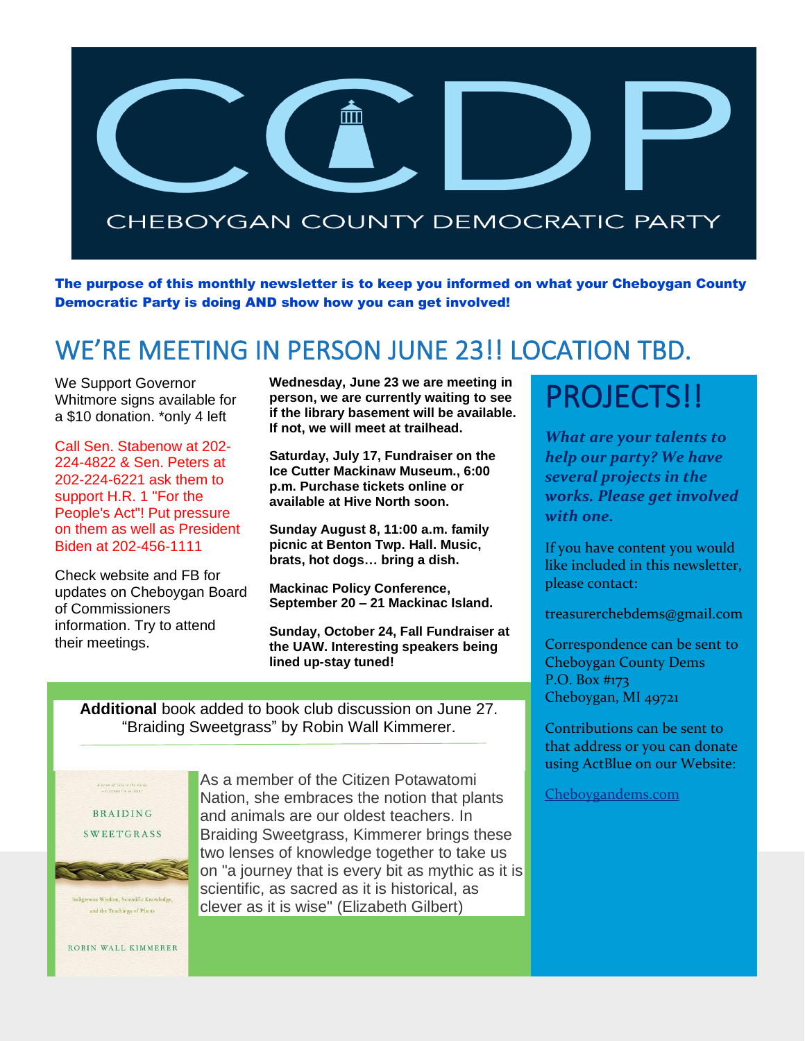# CCDP

CHEBOYGAN COUNTY DEMOCRATIC PARTY

**The purpose of this monthly newsletter is to keep you informed on what your Cheboygan County Democratic Party is doing AND show how you can get involved!**

## WE'RE MEETING IN PERSON JUNE 23!! LOCATION TBD.

We Support Governor Whitmore signs available for a $10 donation. *only 4 left

Call Sen. Stabenow at 202-224-4822 & Sen. Peters at 202-224-6221 ask them to support H.R. 1 "For the People's Act"! Put pressure on them as well as President Biden at 202-456-1111

Check website and FB for updates on Cheboygan Board of Commissioners information. Try to attend their meetings.

**Wednesday, June 23 we are meeting in person, we are currently waiting to see if the library basement will be available. If not, we will meet at trailhead.**

**Saturday, July 17, Fundraiser on the Ice Cutter Mackinaw Museum., 6:00 p.m. Purchase tickets online or available at Hive North soon.**

**Sunday August 8, 11:00 a.m. family picnic at Benton Twp. Hall. Music, brats, hot dogs… bring a dish.**

**Mackinac Policy Conference, September 20 – 21 Mackinac Island.**

**Sunday, October 24, Fall Fundraiser at the UAW. Interesting speakers being lined up-stay tuned!**

**Additional** book added to book club discussion on June 27. "Braiding Sweetgrass" by Robin Wall Kimmerer.

BRAIDING SWEETGRASS

Indigenous Wisdom, Scientific Knowledge, and the Teachings of Plants

ROBIN WALL KIMMERER

As a member of the Citizen Potawatomi Nation, she embraces the notion that plants and animals are our oldest teachers. In Braiding Sweetgrass, Kimmerer brings these two lenses of knowledge together to take us on "a journey that is every bit as mythic as it is scientific, as sacred as it is historical, as clever as it is wise" (Elizabeth Gilbert)

## PROJECTS!!

***What are your talents to help our party? We have several projects in the works. Please get involved with one.***

If you have content you would like included in this newsletter, please contact:

treasurerchebdems@gmail.com

Correspondence can be sent to
Cheboygan County Dems
P.O. Box #173
Cheboygan, MI 49721

Contributions can be sent to that address or you can donate using ActBlue on our Website:

Cheboygandems.com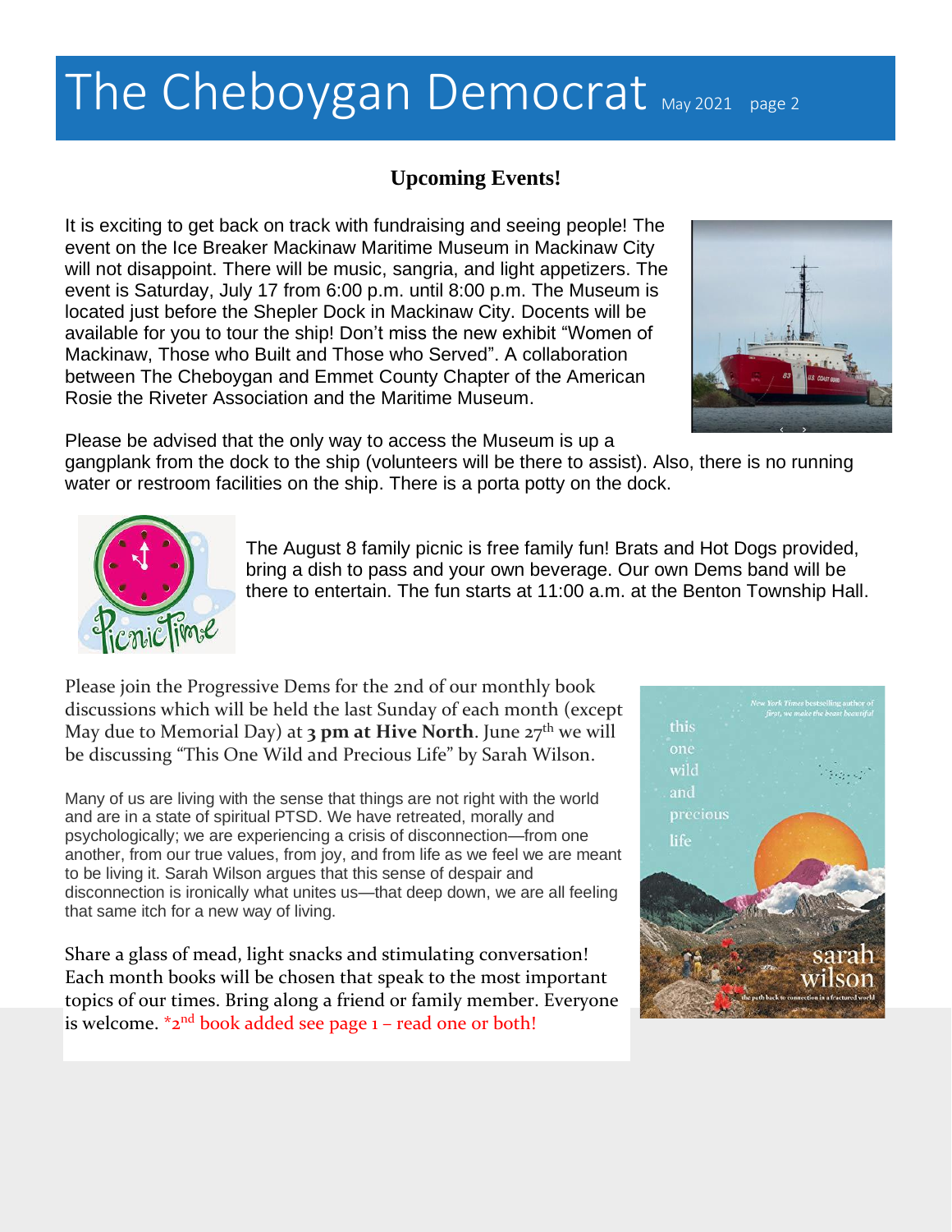## Upcoming Events!

It is exciting to get back on track with fundraising and seeing people! The event on the Ice Breaker Mackinaw Maritime Museum in Mackinaw City will not disappoint. There will be music, sangria, and light appetizers. The event is Saturday, July 17 from 6:00 p.m. until 8:00 p.m. The Museum is located just before the Shepler Dock in Mackinaw City. Docents will be available for you to tour the ship! Don't miss the new exhibit "Women of Mackinaw, Those who Built and Those who Served". A collaboration between The Cheboygan and Emmet County Chapter of the American Rosie the Riveter Association and the Maritime Museum.

Please be advised that the only way to access the Museum is up a gangplank from the dock to the ship (volunteers will be there to assist). Also, there is no running water or restroom facilities on the ship. There is a porta potty on the dock.

The August 8 family picnic is free family fun! Brats and Hot Dogs provided, bring a dish to pass and your own beverage. Our own Dems band will be there to entertain. The fun starts at 11:00 a.m. at the Benton Township Hall.

Please join the Progressive Dems for the 2nd of our monthly book discussions which will be held the last Sunday of each month (except May due to Memorial Day) at **3 pm at Hive North**. June 27th we will be discussing "This One Wild and Precious Life" by Sarah Wilson.

Many of us are living with the sense that things are not right with the world and are in a state of spiritual PTSD. We have retreated, morally and psychologically; we are experiencing a crisis of disconnection—from one another, from our true values, from joy, and from life as we feel we are meant to be living it. Sarah Wilson argues that this sense of despair and disconnection is ironically what unites us—that deep down, we are all feeling that same itch for a new way of living.

Share a glass of mead, light snacks and stimulating conversation! Each month books will be chosen that speak to the most important topics of our times. Bring along a friend or family member. Everyone is welcome. *2nd book added see page 1 – read one or both!